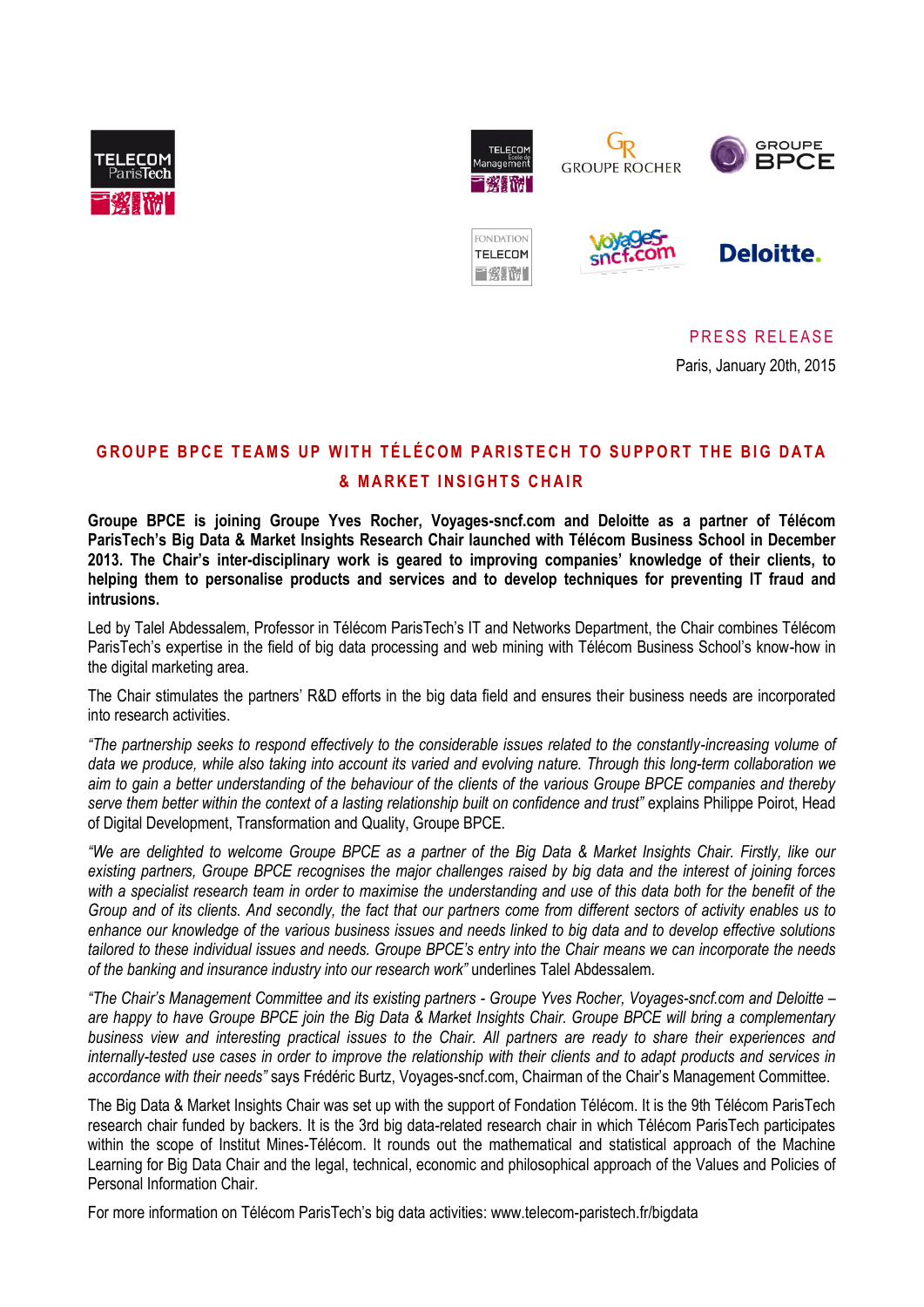PRESS RELEASE

Paris, January 20th, 2015

# GROUPE BPCE TEAMS UP WITH TÉLÉCOM PARISTECH TO SUPPORT THE BIG DATA & MARKET INSIGHTS CHAIR

**Groupe BPCE is joining Groupe Yves Rocher, Voyages-sncf.com and Deloitte as a partner of Télécom ParisTech's Big Data & Market Insights Research Chair launched with Télécom Business School in December 2013. The Chair's inter-disciplinary work is geared to improving companies' knowledge of their clients, to helping them to personalise products and services and to develop techniques for preventing IT fraud and intrusions.**

Led by Talel Abdessalem, Professor in Télécom ParisTech's IT and Networks Department, the Chair combines Télécom ParisTech's expertise in the field of big data processing and web mining with Télécom Business School's know-how in the digital marketing area.

The Chair stimulates the partners' R&D efforts in the big data field and ensures their business needs are incorporated into research activities.

*"The partnership seeks to respond effectively to the considerable issues related to the constantly-increasing volume of data we produce, while also taking into account its varied and evolving nature. Through this long-term collaboration we aim to gain a better understanding of the behaviour of the clients of the various Groupe BPCE companies and thereby serve them better within the context of a lasting relationship built on confidence and trust"* explains Philippe Poirot, Head of Digital Development, Transformation and Quality, Groupe BPCE.

*"We are delighted to welcome Groupe BPCE as a partner of the Big Data & Market Insights Chair. Firstly, like our existing partners, Groupe BPCE recognises the major challenges raised by big data and the interest of joining forces with a specialist research team in order to maximise the understanding and use of this data both for the benefit of the Group and of its clients. And secondly, the fact that our partners come from different sectors of activity enables us to enhance our knowledge of the various business issues and needs linked to big data and to develop effective solutions tailored to these individual issues and needs. Groupe BPCE's entry into the Chair means we can incorporate the needs of the banking and insurance industry into our research work"* underlines Talel Abdessalem.

*"The Chair's Management Committee and its existing partners - Groupe Yves Rocher, Voyages-sncf.com and Deloitte – are happy to have Groupe BPCE join the Big Data & Market Insights Chair. Groupe BPCE will bring a complementary business view and interesting practical issues to the Chair. All partners are ready to share their experiences and internally-tested use cases in order to improve the relationship with their clients and to adapt products and services in accordance with their needs"* says Frédéric Burtz, Voyages-sncf.com, Chairman of the Chair's Management Committee.

The Big Data & Market Insights Chair was set up with the support of Fondation Télécom. It is the 9th Télécom ParisTech research chair funded by backers. It is the 3rd big data-related research chair in which Télécom ParisTech participates within the scope of Institut Mines-Télécom. It rounds out the mathematical and statistical approach of the Machine Learning for Big Data Chair and the legal, technical, economic and philosophical approach of the Values and Policies of Personal Information Chair.

For more information on Télécom ParisTech's big data activities: www.telecom-paristech.fr/bigdata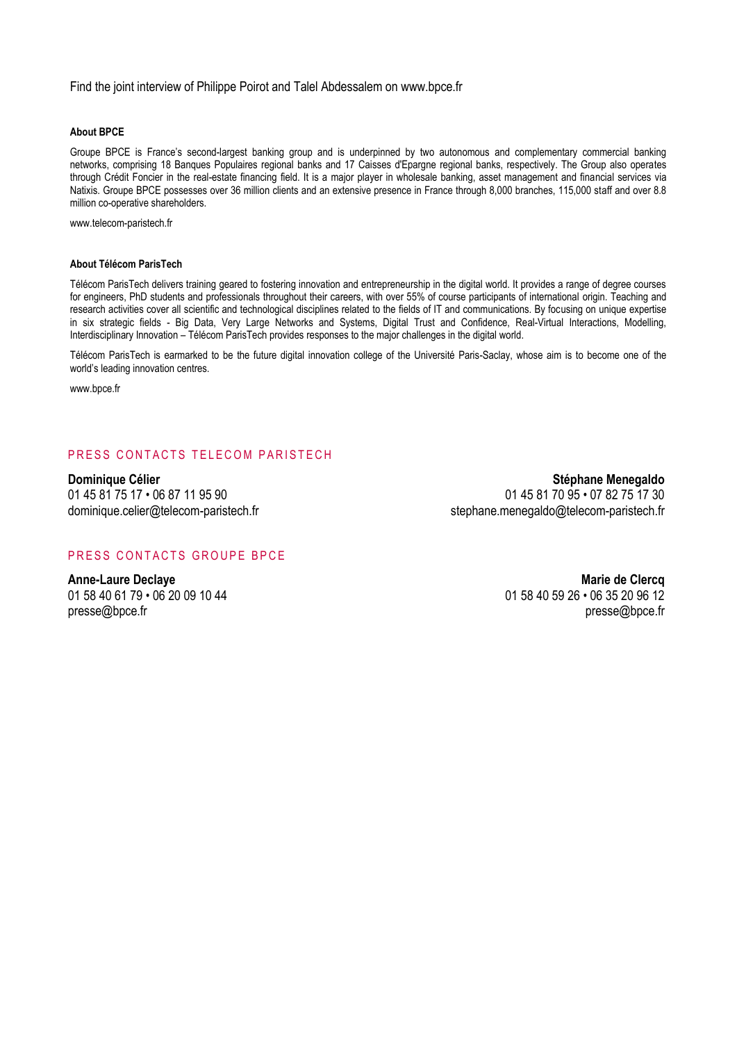Find the joint interview of Philippe Poirot and Talel Abdessalem on www.bpce.fr

**About BPCE**

Groupe BPCE is France's second-largest banking group and is underpinned by two autonomous and complementary commercial banking networks, comprising 18 Banques Populaires regional banks and 17 Caisses d'Epargne regional banks, respectively. The Group also operates through Crédit Foncier in the real-estate financing field. It is a major player in wholesale banking, asset management and financial services via Natixis. Groupe BPCE possesses over 36 million clients and an extensive presence in France through 8,000 branches, 115,000 staff and over 8.8 million co-operative shareholders.

www.telecom-paristech.fr

**About Télécom ParisTech**

Télécom ParisTech delivers training geared to fostering innovation and entrepreneurship in the digital world. It provides a range of degree courses for engineers, PhD students and professionals throughout their careers, with over 55% of course participants of international origin. Teaching and research activities cover all scientific and technological disciplines related to the fields of IT and communications. By focusing on unique expertise in six strategic fields - Big Data, Very Large Networks and Systems, Digital Trust and Confidence, Real-Virtual Interactions, Modelling, Interdisciplinary Innovation – Télécom ParisTech provides responses to the major challenges in the digital world.

Télécom ParisTech is earmarked to be the future digital innovation college of the Université Paris-Saclay, whose aim is to become one of the world's leading innovation centres.

www.bpce.fr

## PRESS CONTACTS TELECOM PARISTECH

**Dominique Célier**
01 45 81 75 17 • 06 87 11 95 90
dominique.celier@telecom-paristech.fr

**Stéphane Menegaldo**
01 45 81 70 95 • 07 82 75 17 30
stephane.menegaldo@telecom-paristech.fr

## PRESS CONTACTS GROUPE BPCE

**Anne-Laure Declaye**
01 58 40 61 79 • 06 20 09 10 44
presse@bpce.fr

**Marie de Clercq**
01 58 40 59 26 • 06 35 20 96 12
presse@bpce.fr